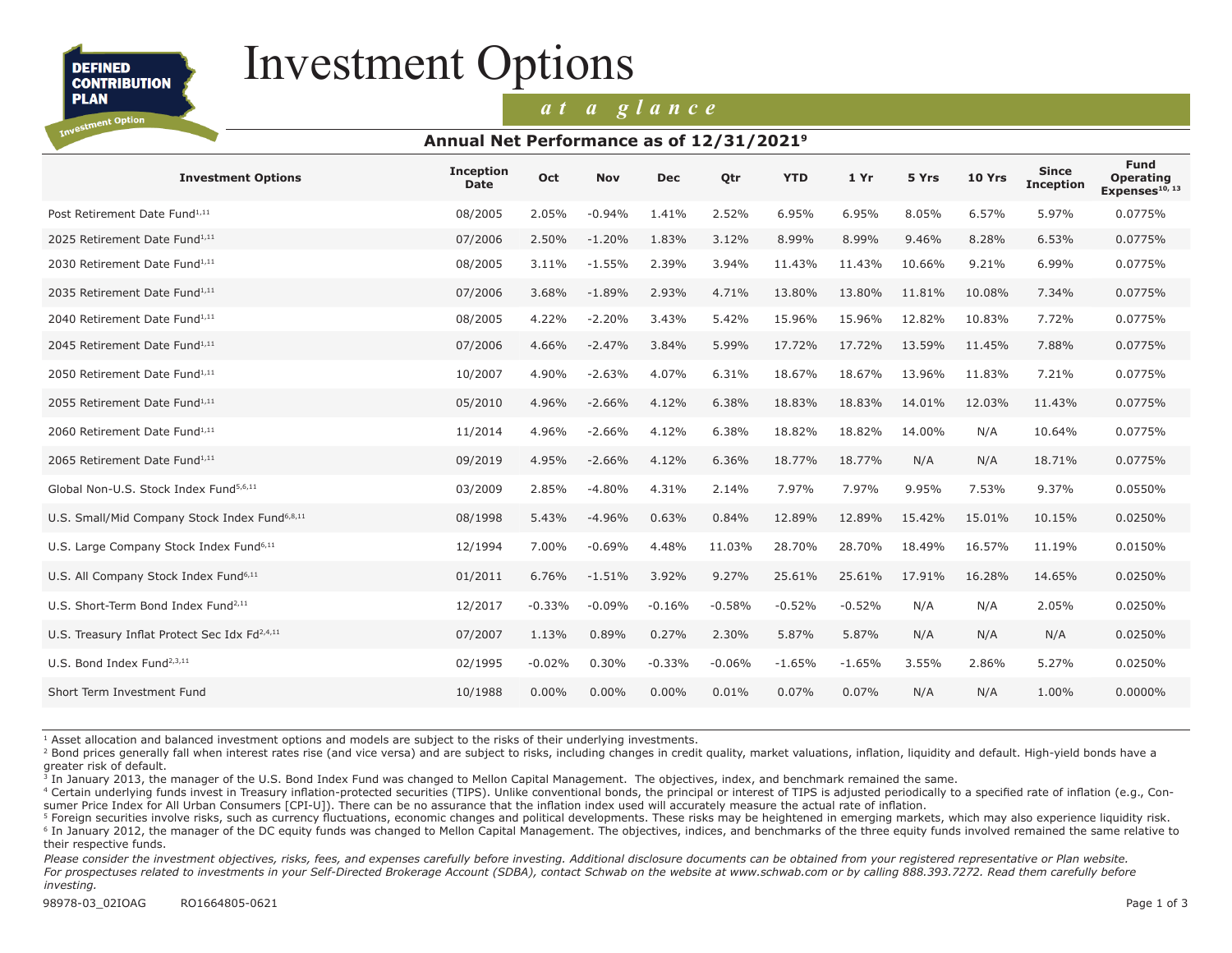DEFINED CONTRIBUTION PLAN

Investment Option

# Investment Options

*at a glance*

## Annual Net Performance as of 12/31/2021[9]

| Investment Options | Inception Date | Oct | Nov | Dec | Qtr | YTD | 1 Yr | 5 Yrs | 10 Yrs | Since Inception | Fund Operating Expenses[10, 13] |
|---|---|---|---|---|---|---|---|---|---|---|---|
| Post Retirement Date Fund[1,11] | 08/2005 | 2.05% | -0.94% | 1.41% | 2.52% | 6.95% | 6.95% | 8.05% | 6.57% | 5.97% | 0.0775% |
| 2025 Retirement Date Fund[1,11] | 07/2006 | 2.50% | -1.20% | 1.83% | 3.12% | 8.99% | 8.99% | 9.46% | 8.28% | 6.53% | 0.0775% |
| 2030 Retirement Date Fund[1,11] | 08/2005 | 3.11% | -1.55% | 2.39% | 3.94% | 11.43% | 11.43% | 10.66% | 9.21% | 6.99% | 0.0775% |
| 2035 Retirement Date Fund[1,11] | 07/2006 | 3.68% | -1.89% | 2.93% | 4.71% | 13.80% | 13.80% | 11.81% | 10.08% | 7.34% | 0.0775% |
| 2040 Retirement Date Fund[1,11] | 08/2005 | 4.22% | -2.20% | 3.43% | 5.42% | 15.96% | 15.96% | 12.82% | 10.83% | 7.72% | 0.0775% |
| 2045 Retirement Date Fund[1,11] | 07/2006 | 4.66% | -2.47% | 3.84% | 5.99% | 17.72% | 17.72% | 13.59% | 11.45% | 7.88% | 0.0775% |
| 2050 Retirement Date Fund[1,11] | 10/2007 | 4.90% | -2.63% | 4.07% | 6.31% | 18.67% | 18.67% | 13.96% | 11.83% | 7.21% | 0.0775% |
| 2055 Retirement Date Fund[1,11] | 05/2010 | 4.96% | -2.66% | 4.12% | 6.38% | 18.83% | 18.83% | 14.01% | 12.03% | 11.43% | 0.0775% |
| 2060 Retirement Date Fund[1,11] | 11/2014 | 4.96% | -2.66% | 4.12% | 6.38% | 18.82% | 18.82% | 14.00% | N/A | 10.64% | 0.0775% |
| 2065 Retirement Date Fund[1,11] | 09/2019 | 4.95% | -2.66% | 4.12% | 6.36% | 18.77% | 18.77% | N/A | N/A | 18.71% | 0.0775% |
| Global Non-U.S. Stock Index Fund[5,6,11] | 03/2009 | 2.85% | -4.80% | 4.31% | 2.14% | 7.97% | 7.97% | 9.95% | 7.53% | 9.37% | 0.0550% |
| U.S. Small/Mid Company Stock Index Fund[6,8,11] | 08/1998 | 5.43% | -4.96% | 0.63% | 0.84% | 12.89% | 12.89% | 15.42% | 15.01% | 10.15% | 0.0250% |
| U.S. Large Company Stock Index Fund[6,11] | 12/1994 | 7.00% | -0.69% | 4.48% | 11.03% | 28.70% | 28.70% | 18.49% | 16.57% | 11.19% | 0.0150% |
| U.S. All Company Stock Index Fund[6,11] | 01/2011 | 6.76% | -1.51% | 3.92% | 9.27% | 25.61% | 25.61% | 17.91% | 16.28% | 14.65% | 0.0250% |
| U.S. Short-Term Bond Index Fund[2,11] | 12/2017 | -0.33% | -0.09% | -0.16% | -0.58% | -0.52% | -0.52% | N/A | N/A | 2.05% | 0.0250% |
| U.S. Treasury Inflat Protect Sec Idx Fd[2,4,11] | 07/2007 | 1.13% | 0.89% | 0.27% | 2.30% | 5.87% | 5.87% | N/A | N/A | N/A | 0.0250% |
| U.S. Bond Index Fund[2,3,11] | 02/1995 | -0.02% | 0.30% | -0.33% | -0.06% | -1.65% | -1.65% | 3.55% | 2.86% | 5.27% | 0.0250% |
| Short Term Investment Fund | 10/1988 | 0.00% | 0.00% | 0.00% | 0.01% | 0.07% | 0.07% | N/A | N/A | 1.00% | 0.0000% |

[1] Asset allocation and balanced investment options and models are subject to the risks of their underlying investments.

[2] Bond prices generally fall when interest rates rise (and vice versa) and are subject to risks, including changes in credit quality, market valuations, inflation, liquidity and default. High-yield bonds have a greater risk of default.

[3] In January 2013, the manager of the U.S. Bond Index Fund was changed to Mellon Capital Management. The objectives, index, and benchmark remained the same.

[4] Certain underlying funds invest in Treasury inflation-protected securities (TIPS). Unlike conventional bonds, the principal or interest of TIPS is adjusted periodically to a specified rate of inflation (e.g., Consumer Price Index for All Urban Consumers [CPI-U]). There can be no assurance that the inflation index used will accurately measure the actual rate of inflation.

[5] Foreign securities involve risks, such as currency fluctuations, economic changes and political developments. These risks may be heightened in emerging markets, which may also experience liquidity risk.

[6] In January 2012, the manager of the DC equity funds was changed to Mellon Capital Management. The objectives, indices, and benchmarks of the three equity funds involved remained the same relative to their respective funds.

*Please consider the investment objectives, risks, fees, and expenses carefully before investing. Additional disclosure documents can be obtained from your registered representative or Plan website. For prospectuses related to investments in your Self-Directed Brokerage Account (SDBA), contact Schwab on the website at www.schwab.com or by calling 888.393.7272. Read them carefully before investing.*

98978-03_02IOAG RO1664805-0621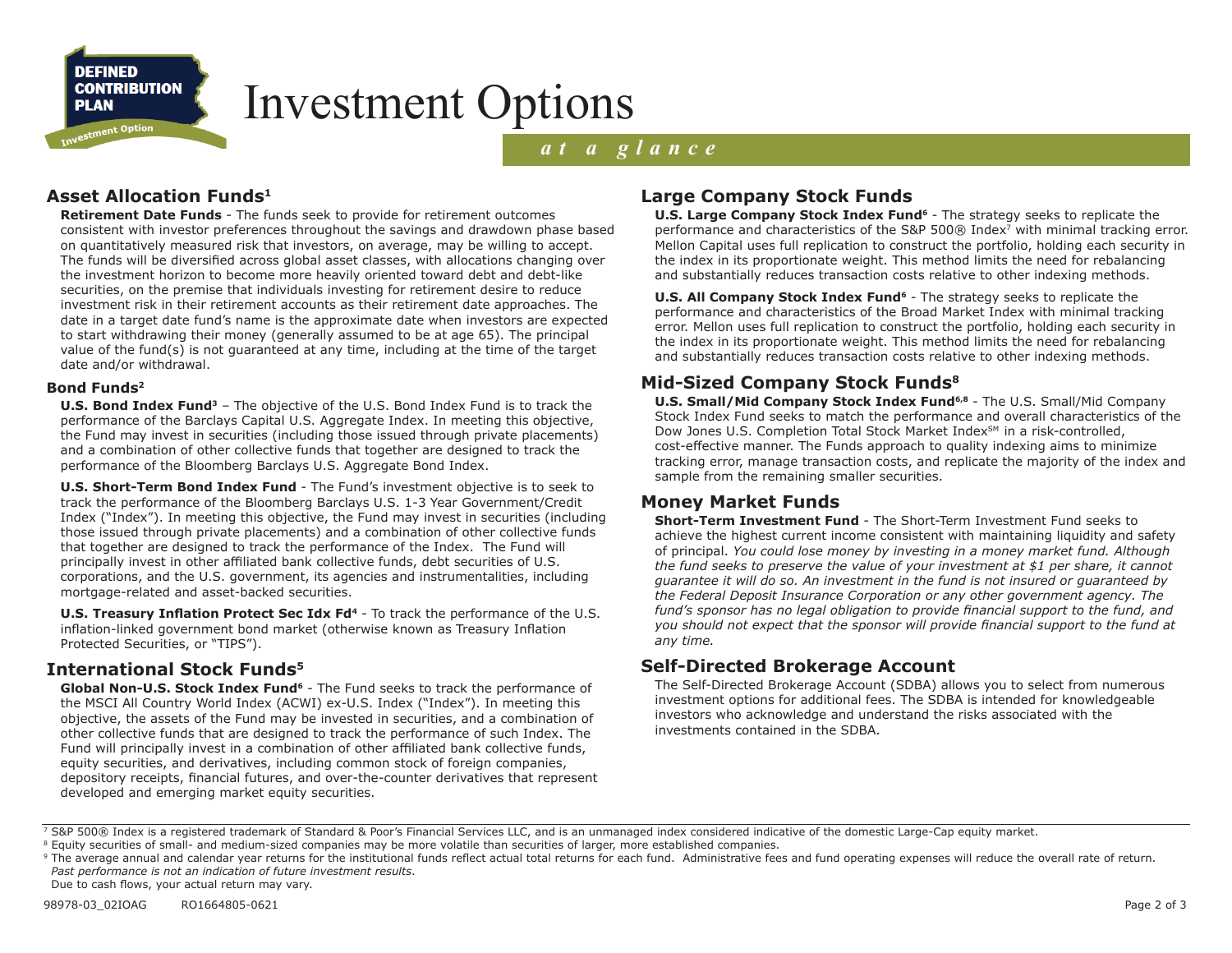# Investment Options

*at a glance*

## Asset Allocation Funds[1]

**Retirement Date Funds** - The funds seek to provide for retirement outcomes consistent with investor preferences throughout the savings and drawdown phase based on quantitatively measured risk that investors, on average, may be willing to accept. The funds will be diversified across global asset classes, with allocations changing over the investment horizon to become more heavily oriented toward debt and debt-like securities, on the premise that individuals investing for retirement desire to reduce investment risk in their retirement accounts as their retirement date approaches. The date in a target date fund's name is the approximate date when investors are expected to start withdrawing their money (generally assumed to be at age 65). The principal value of the fund(s) is not guaranteed at any time, including at the time of the target date and/or withdrawal.

### Bond Funds[2]

**U.S. Bond Index Fund[3]** – The objective of the U.S. Bond Index Fund is to track the performance of the Barclays Capital U.S. Aggregate Index. In meeting this objective, the Fund may invest in securities (including those issued through private placements) and a combination of other collective funds that together are designed to track the performance of the Bloomberg Barclays U.S. Aggregate Bond Index.

**U.S. Short-Term Bond Index Fund** - The Fund's investment objective is to seek to track the performance of the Bloomberg Barclays U.S. 1-3 Year Government/Credit Index ("Index"). In meeting this objective, the Fund may invest in securities (including those issued through private placements) and a combination of other collective funds that together are designed to track the performance of the Index. The Fund will principally invest in other affiliated bank collective funds, debt securities of U.S. corporations, and the U.S. government, its agencies and instrumentalities, including mortgage-related and asset-backed securities.

**U.S. Treasury Inflation Protect Sec Idx Fd[4]** - To track the performance of the U.S. inflation-linked government bond market (otherwise known as Treasury Inflation Protected Securities, or "TIPS").

## International Stock Funds[5]

**Global Non-U.S. Stock Index Fund[6]** - The Fund seeks to track the performance of the MSCI All Country World Index (ACWI) ex-U.S. Index ("Index"). In meeting this objective, the assets of the Fund may be invested in securities, and a combination of other collective funds that are designed to track the performance of such Index. The Fund will principally invest in a combination of other affiliated bank collective funds, equity securities, and derivatives, including common stock of foreign companies, depository receipts, financial futures, and over-the-counter derivatives that represent developed and emerging market equity securities.

## Large Company Stock Funds

**U.S. Large Company Stock Index Fund[6]** - The strategy seeks to replicate the performance and characteristics of the S&P 500® Index[7] with minimal tracking error. Mellon Capital uses full replication to construct the portfolio, holding each security in the index in its proportionate weight. This method limits the need for rebalancing and substantially reduces transaction costs relative to other indexing methods.

**U.S. All Company Stock Index Fund[6]** - The strategy seeks to replicate the performance and characteristics of the Broad Market Index with minimal tracking error. Mellon uses full replication to construct the portfolio, holding each security in the index in its proportionate weight. This method limits the need for rebalancing and substantially reduces transaction costs relative to other indexing methods.

## Mid-Sized Company Stock Funds[8]

**U.S. Small/Mid Company Stock Index Fund[6,8]** - The U.S. Small/Mid Company Stock Index Fund seeks to match the performance and overall characteristics of the Dow Jones U.S. Completion Total Stock Market Index℠ in a risk-controlled, cost-effective manner. The Funds approach to quality indexing aims to minimize tracking error, manage transaction costs, and replicate the majority of the index and sample from the remaining smaller securities.

## Money Market Funds

**Short-Term Investment Fund** - The Short-Term Investment Fund seeks to achieve the highest current income consistent with maintaining liquidity and safety of principal. *You could lose money by investing in a money market fund. Although the fund seeks to preserve the value of your investment at $1 per share, it cannot guarantee it will do so. An investment in the fund is not insured or guaranteed by the Federal Deposit Insurance Corporation or any other government agency. The fund's sponsor has no legal obligation to provide financial support to the fund, and you should not expect that the sponsor will provide financial support to the fund at any time.*

## Self-Directed Brokerage Account

The Self-Directed Brokerage Account (SDBA) allows you to select from numerous investment options for additional fees. The SDBA is intended for knowledgeable investors who acknowledge and understand the risks associated with the investments contained in the SDBA.

---

[7] S&P 500® Index is a registered trademark of Standard & Poor's Financial Services LLC, and is an unmanaged index considered indicative of the domestic Large-Cap equity market.

[8] Equity securities of small- and medium-sized companies may be more volatile than securities of larger, more established companies.

[9] The average annual and calendar year returns for the institutional funds reflect actual total returns for each fund. Administrative fees and fund operating expenses will reduce the overall rate of return. *Past performance is not an indication of future investment results.* Due to cash flows, your actual return may vary.

98978-03_02IOAG RO1664805-0621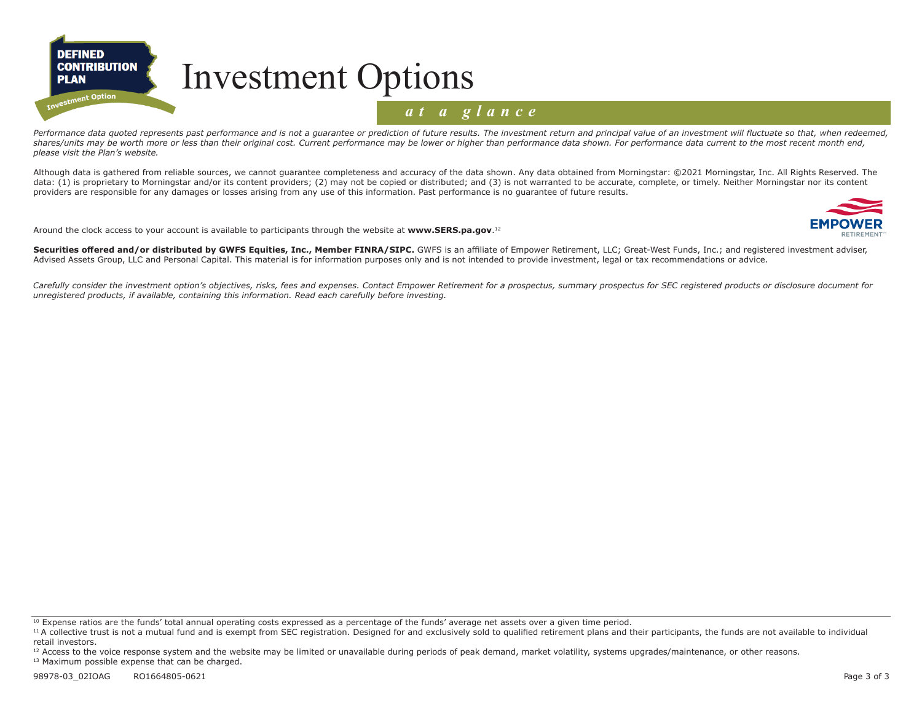DEFINED CONTRIBUTION PLAN

Investment Option

# Investment Options

*at a glance*

*Performance data quoted represents past performance and is not a guarantee or prediction of future results. The investment return and principal value of an investment will fluctuate so that, when redeemed, shares/units may be worth more or less than their original cost. Current performance may be lower or higher than performance data shown. For performance data current to the most recent month end, please visit the Plan's website.*

Although data is gathered from reliable sources, we cannot guarantee completeness and accuracy of the data shown. Any data obtained from Morningstar: ©2021 Morningstar, Inc. All Rights Reserved. The data: (1) is proprietary to Morningstar and/or its content providers; (2) may not be copied or distributed; and (3) is not warranted to be accurate, complete, or timely. Neither Morningstar nor its content providers are responsible for any damages or losses arising from any use of this information. Past performance is no guarantee of future results.

EMPOWER RETIREMENT™

Around the clock access to your account is available to participants through the website at **www.SERS.pa.gov**.[12]

**Securities offered and/or distributed by GWFS Equities, Inc., Member FINRA/SIPC.** GWFS is an affiliate of Empower Retirement, LLC; Great-West Funds, Inc.; and registered investment adviser, Advised Assets Group, LLC and Personal Capital. This material is for information purposes only and is not intended to provide investment, legal or tax recommendations or advice.

*Carefully consider the investment option's objectives, risks, fees and expenses. Contact Empower Retirement for a prospectus, summary prospectus for SEC registered products or disclosure document for unregistered products, if available, containing this information. Read each carefully before investing.*

---

[10] Expense ratios are the funds' total annual operating costs expressed as a percentage of the funds' average net assets over a given time period.

[11] A collective trust is not a mutual fund and is exempt from SEC registration. Designed for and exclusively sold to qualified retirement plans and their participants, the funds are not available to individual retail investors.

[12] Access to the voice response system and the website may be limited or unavailable during periods of peak demand, market volatility, systems upgrades/maintenance, or other reasons.

[13] Maximum possible expense that can be charged.

98978-03_02IOAG RO1664805-0621